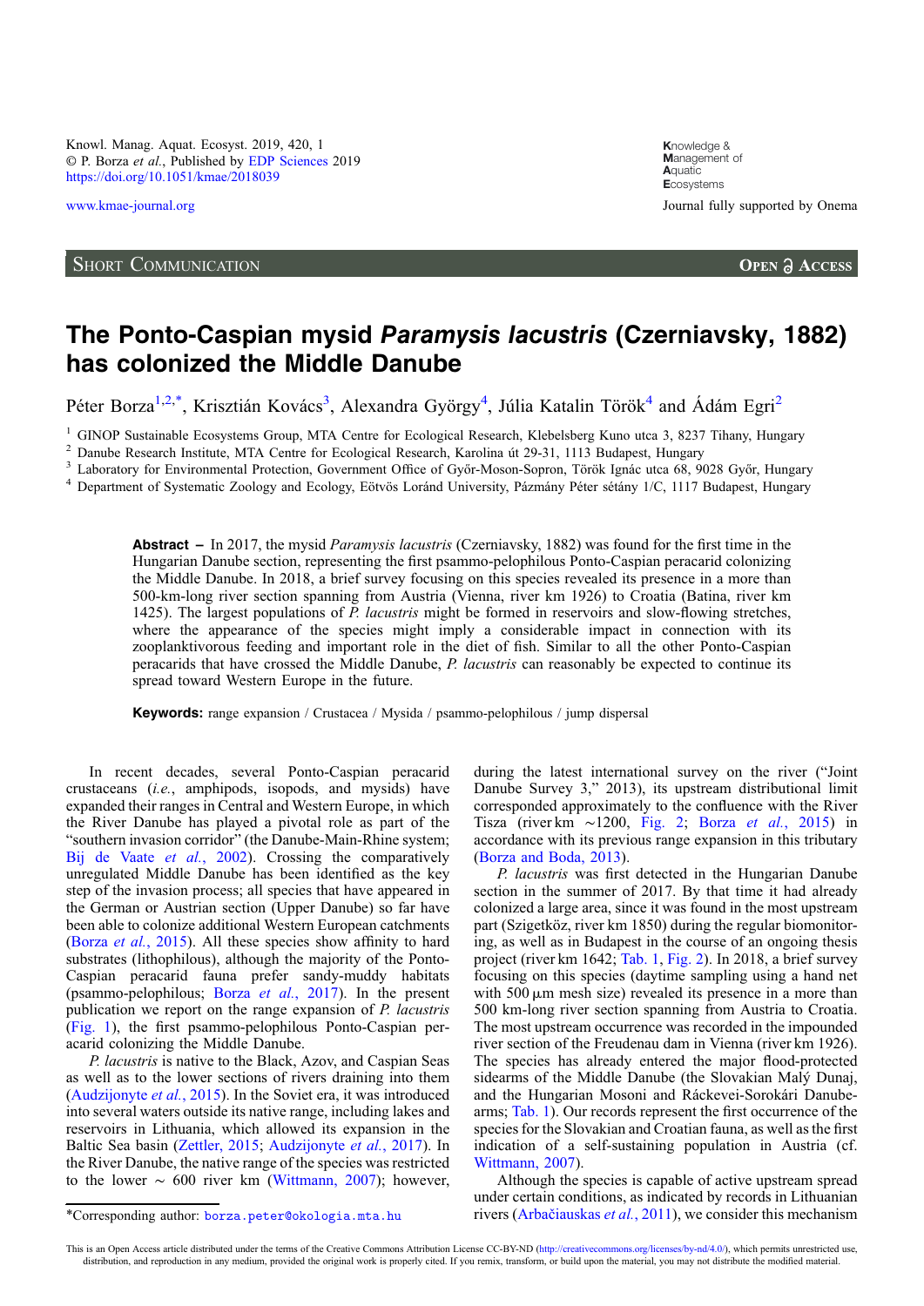Short Communication

# The Ponto-Caspian mysid *Paramysis lacustris* (Czerniavsky, 1882) has colonized the Middle Danube

Péter Borza[1,2,*], Krisztián Kovács[3], Alexandra György[4], Júlia Katalin Török[4] and Ádám Egri[2]

[1] GINOP Sustainable Ecosystems Group, MTA Centre for Ecological Research, Klebelsberg Kuno utca 3, 8237 Tihany, Hungary

[2] Danube Research Institute, MTA Centre for Ecological Research, Karolina út 29-31, 1113 Budapest, Hungary

[3] Laboratory for Environmental Protection, Government Office of Győr-Moson-Sopron, Török Ignác utca 68, 9028 Győr, Hungary

[4] Department of Systematic Zoology and Ecology, Eötvös Loránd University, Pázmány Péter sétány 1/C, 1117 Budapest, Hungary

**Abstract** – In 2017, the mysid *Paramysis lacustris* (Czerniavsky, 1882) was found for the first time in the Hungarian Danube section, representing the first psammo-pelophilous Ponto-Caspian peracarid colonizing the Middle Danube. In 2018, a brief survey focusing on this species revealed its presence in a more than 500-km-long river section spanning from Austria (Vienna, river km 1926) to Croatia (Batina, river km 1425). The largest populations of *P. lacustris* might be formed in reservoirs and slow-flowing stretches, where the appearance of the species might imply a considerable impact in connection with its zooplanktivorous feeding and important role in the diet of fish. Similar to all the other Ponto-Caspian peracarids that have crossed the Middle Danube, *P. lacustris* can reasonably be expected to continue its spread toward Western Europe in the future.

**Keywords:** range expansion / Crustacea / Mysida / psammo-pelophilous / jump dispersal

In recent decades, several Ponto-Caspian peracarid crustaceans (*i.e.*, amphipods, isopods, and mysids) have expanded their ranges in Central and Western Europe, in which the River Danube has played a pivotal role as part of the "southern invasion corridor" (the Danube-Main-Rhine system; Bij de Vaate *et al.*, 2002). Crossing the comparatively unregulated Middle Danube has been identified as the key step of the invasion process; all species that have appeared in the German or Austrian section (Upper Danube) so far have been able to colonize additional Western European catchments (Borza *et al.*, 2015). All these species show affinity to hard substrates (lithophilous), although the majority of the Ponto-Caspian peracarid fauna prefer sandy-muddy habitats (psammo-pelophilous; Borza *et al.*, 2017). In the present publication we report on the range expansion of *P. lacustris* (Fig. 1), the first psammo-pelophilous Ponto-Caspian peracarid colonizing the Middle Danube.

*P. lacustris* is native to the Black, Azov, and Caspian Seas as well as to the lower sections of rivers draining into them (Audzijonyte *et al.*, 2015). In the Soviet era, it was introduced into several waters outside its native range, including lakes and reservoirs in Lithuania, which allowed its expansion in the Baltic Sea basin (Zettler, 2015; Audzijonyte *et al.*, 2017). In the River Danube, the native range of the species was restricted to the lower ~ 600 river km (Wittmann, 2007); however, during the latest international survey on the river ("Joint Danube Survey 3," 2013), its upstream distributional limit corresponded approximately to the confluence with the River Tisza (river km ~1200, Fig. 2; Borza *et al.*, 2015) in accordance with its previous range expansion in this tributary (Borza and Boda, 2013).

*P. lacustris* was first detected in the Hungarian Danube section in the summer of 2017. By that time it had already colonized a large area, since it was found in the most upstream part (Szigetköz, river km 1850) during the regular biomonitoring, as well as in Budapest in the course of an ongoing thesis project (river km 1642; Tab. 1, Fig. 2). In 2018, a brief survey focusing on this species (daytime sampling using a hand net with 500 µm mesh size) revealed its presence in a more than 500 km-long river section spanning from Austria to Croatia. The most upstream occurrence was recorded in the impounded river section of the Freudenau dam in Vienna (river km 1926). The species has already entered the major flood-protected sidearms of the Middle Danube (the Slovakian Malý Dunaj, and the Hungarian Mosoni and Ráckevei-Sorokári Danube-arms; Tab. 1). Our records represent the first occurrence of the species for the Slovakian and Croatian fauna, as well as the first indication of a self-sustaining population in Austria (cf. Wittmann, 2007).

Although the species is capable of active upstream spread under certain conditions, as indicated by records in Lithuanian rivers (Arbačiauskas *et al.*, 2011), we consider this mechanism

*Corresponding author: borza.peter@okologia.mta.hu

This is an Open Access article distributed under the terms of the Creative Commons Attribution License CC-BY-ND (http://creativecommons.org/licenses/by-nd/4.0/), which permits unrestricted use, distribution, and reproduction in any medium, provided the original work is properly cited. If you remix, transform, or build upon the material, you may not distribute the modified material.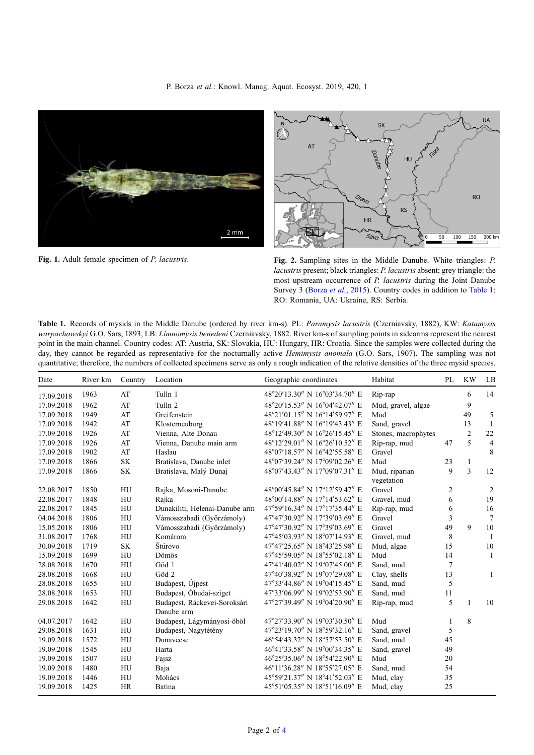**Fig. 1.** Adult female specimen of *P. lacustris*.

**Fig. 2.** Sampling sites in the Middle Danube. White triangles: *P. lacustris* present; black triangles: *P. lacustris* absent; grey triangle: the most upstream occurrence of *P. lacustris* during the Joint Danube Survey 3 (Borza *et al.*, 2015). Country codes in addition to Table 1: RO: Romania, UA: Ukraine, RS: Serbia.

**Table 1.** Records of mysids in the Middle Danube (ordered by river km-s). PL: *Paramysis lacustris* (Czerniavsky, 1882), KW: *Katamysis warpachowskyi* G.O. Sars, 1893, LB: *Limnomysis benedeni* Czerniavsky, 1882. River km-s of sampling points in sidearms represent the nearest point in the main channel. Country codes: AT: Austria, SK: Slovakia, HU: Hungary, HR: Croatia. Since the samples were collected during the day, they cannot be regarded as representative for the nocturnally active *Hemimysis anomala* (G.O. Sars, 1907). The sampling was not quantitative; therefore, the numbers of collected specimens serve as only a rough indication of the relative densities of the three mysid species.

| Date | River km | Country | Location | Geographic coordinates | Habitat | PL | KW | LB |
|---|---|---|---|---|---|---|---|---|
| 17.09.2018 | 1963 | AT | Tulln 1 | 48°20′13.30″ N 16°03′34.70″ E | Rip-rap | | 6 | 14 |
| 17.09.2018 | 1962 | AT | Tulln 2 | 48°20′15.53″ N 16°04′42.07″ E | Mud, gravel, algae | | 9 | |
| 17.09.2018 | 1949 | AT | Greifenstein | 48°21′01.15″ N 16°14′59.97″ E | Mud | | 49 | 5 |
| 17.09.2018 | 1942 | AT | Klosterneuburg | 48°19′41.88″ N 16°19′43.43″ E | Sand, gravel | | 13 | 1 |
| 17.09.2018 | 1926 | AT | Vienna, Alte Donau | 48°12′49.30″ N 16°26′15.45″ E | Stones, macrophytes | | 2 | 22 |
| 17.09.2018 | 1926 | AT | Vienna, Danube main arm | 48°12′29.01″ N 16°26′10.52″ E | Rip-rap, mud | 47 | 5 | 4 |
| 17.09.2018 | 1902 | AT | Haslau | 48°07′18.57″ N 16°42′55.58″ E | Gravel | | | 8 |
| 17.09.2018 | 1866 | SK | Bratislava, Danube inlet | 48°07′39.24″ N 17°09′02.26″ E | Mud | 23 | 1 | |
| 17.09.2018 | 1866 | SK | Bratislava, Malý Dunaj | 48°07′43.43″ N 17°09′07.31″ E | Mud, riparian vegetation | 9 | 3 | 12 |
| 22.08.2017 | 1850 | HU | Rajka, Mosoni-Danube | 48°00′45.84″ N 17°12′59.47″ E | Gravel | 2 | | 2 |
| 22.08.2017 | 1848 | HU | Rajka | 48°00′14.88″ N 17°14′53.62″ E | Gravel, mud | 6 | | 19 |
| 22.08.2017 | 1845 | HU | Dunakiliti, Helenai-Danube arm | 47°59′16.34″ N 17°17′35.44″ E | Rip-rap, mud | 6 | | 16 |
| 04.04.2018 | 1806 | HU | Vámosszabadi (Győrzámoly) | 47°47′30.92″ N 17°39′03.69″ E | Gravel | 3 | | 7 |
| 15.05.2018 | 1806 | HU | Vámosszabadi (Győrzámoly) | 47°47′30.92″ N 17°39′03.69″ E | Gravel | 49 | 9 | 10 |
| 31.08.2017 | 1768 | HU | Komárom | 47°45′03.93″ N 18°07′14.93″ E | Gravel, mud | 8 | | 1 |
| 30.09.2018 | 1719 | SK | Štúrovo | 47°47′25.65″ N 18°43′25.98″ E | Mud, algae | 15 | | 10 |
| 15.09.2018 | 1699 | HU | Dömös | 47°45′59.05″ N 18°55′02.18″ E | Mud | 14 | | 1 |
| 28.08.2018 | 1670 | HU | Göd 1 | 47°41′40.02″ N 19°07′45.00″ E | Sand, mud | 7 | | |
| 28.08.2018 | 1668 | HU | Göd 2 | 47°40′38.92″ N 19°07′29.08″ E | Clay, shells | 13 | | 1 |
| 28.08.2018 | 1655 | HU | Budapest, Újpest | 47°33′44.86″ N 19°04′15.45″ E | Sand, mud | 5 | | |
| 28.08.2018 | 1653 | HU | Budapest, Óbudai-sziget | 47°33′06.99″ N 19°02′53.90″ E | Sand, mud | 11 | | |
| 29.08.2018 | 1642 | HU | Budapest, Ráckevei-Soroksári Danube arm | 47°27′39.49″ N 19°04′20.90″ E | Rip-rap, mud | 5 | 1 | 10 |
| 04.07.2017 | 1642 | HU | Budapest, Lágymányosi-öböl | 47°27′33.90″ N 19°03′30.50″ E | Mud | 1 | 8 | |
| 29.08.2018 | 1631 | HU | Budapest, Nagytétény | 47°23′19.70″ N 18°59′32.16″ E | Sand, gravel | 5 | | |
| 19.09.2018 | 1572 | HU | Dunavecse | 46°54′43.32″ N 18°57′53.50″ E | Sand, mud | 45 | | |
| 19.09.2018 | 1545 | HU | Harta | 46°41′33.58″ N 19°00′34.35″ E | Sand, gravel | 49 | | |
| 19.09.2018 | 1507 | HU | Fajsz | 46°25′35.06″ N 18°54′22.90″ E | Mud | 20 | | |
| 19.09.2018 | 1480 | HU | Baja | 46°11′36.28″ N 18°55′27.05″ E | Sand, mud | 54 | | |
| 19.09.2018 | 1446 | HU | Mohács | 45°59′21.37″ N 18°41′52.03″ E | Mud, clay | 35 | | |
| 19.09.2018 | 1425 | HR | Batina | 45°51′05.35″ N 18°51′16.09″ E | Mud, clay | 25 | | |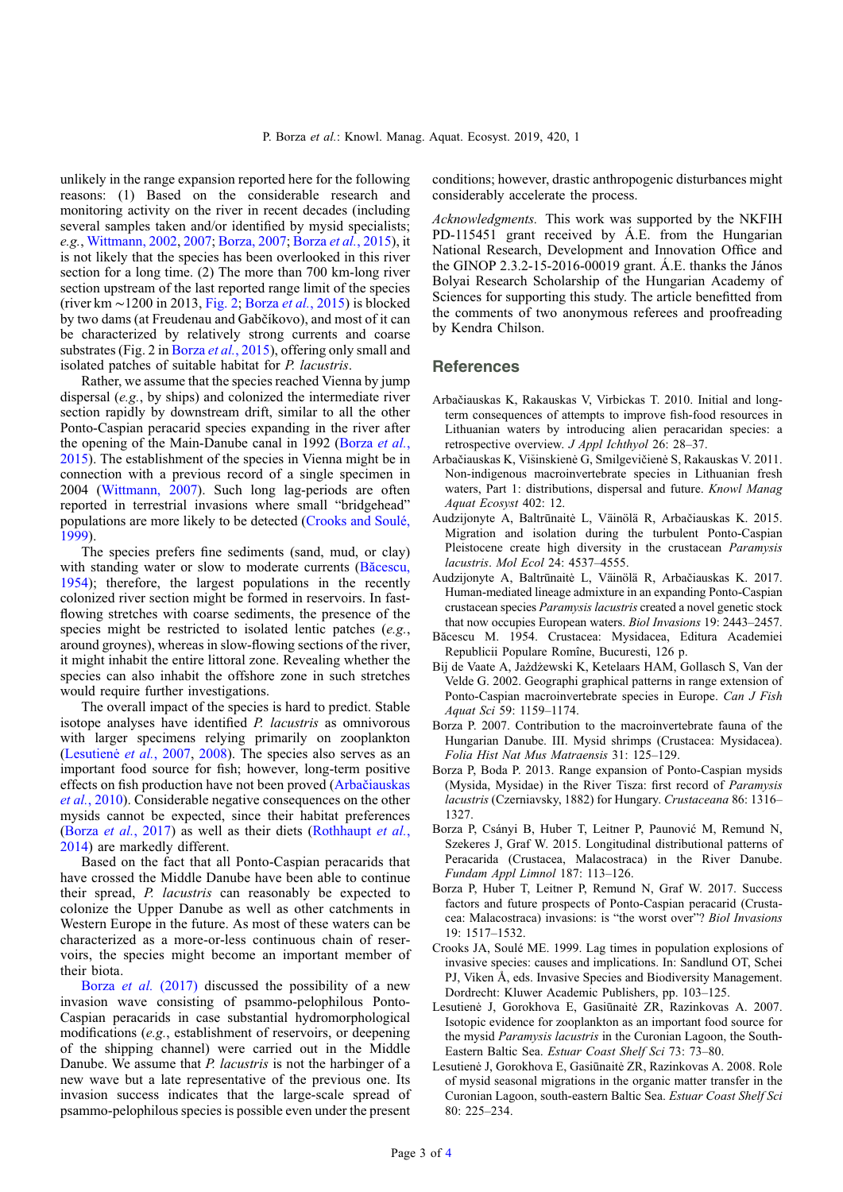unlikely in the range expansion reported here for the following reasons: (1) Based on the considerable research and monitoring activity on the river in recent decades (including several samples taken and/or identified by mysid specialists; *e.g.*, Wittmann, 2002, 2007; Borza, 2007; Borza *et al.*, 2015), it is not likely that the species has been overlooked in this river section for a long time. (2) The more than 700 km-long river section upstream of the last reported range limit of the species (river km ~1200 in 2013, Fig. 2; Borza *et al.*, 2015) is blocked by two dams (at Freudenau and Gabčíkovo), and most of it can be characterized by relatively strong currents and coarse substrates (Fig. 2 in Borza *et al.*, 2015), offering only small and isolated patches of suitable habitat for *P. lacustris*.

Rather, we assume that the species reached Vienna by jump dispersal (*e.g.*, by ships) and colonized the intermediate river section rapidly by downstream drift, similar to all the other Ponto-Caspian peracarid species expanding in the river after the opening of the Main-Danube canal in 1992 (Borza *et al.*, 2015). The establishment of the species in Vienna might be in connection with a previous record of a single specimen in 2004 (Wittmann, 2007). Such long lag-periods are often reported in terrestrial invasions where small "bridgehead" populations are more likely to be detected (Crooks and Soulé, 1999).

The species prefers fine sediments (sand, mud, or clay) with standing water or slow to moderate currents (Băcescu, 1954); therefore, the largest populations in the recently colonized river section might be formed in reservoirs. In fast-flowing stretches with coarse sediments, the presence of the species might be restricted to isolated lentic patches (*e.g.*, around groynes), whereas in slow-flowing sections of the river, it might inhabit the entire littoral zone. Revealing whether the species can also inhabit the offshore zone in such stretches would require further investigations.

The overall impact of the species is hard to predict. Stable isotope analyses have identified *P. lacustris* as omnivorous with larger specimens relying primarily on zooplankton (Lesutienė *et al.*, 2007, 2008). The species also serves as an important food source for fish; however, long-term positive effects on fish production have not been proved (Arbačiauskas *et al.*, 2010). Considerable negative consequences on the other mysids cannot be expected, since their habitat preferences (Borza *et al.*, 2017) as well as their diets (Rothhaupt *et al.*, 2014) are markedly different.

Based on the fact that all Ponto-Caspian peracarids that have crossed the Middle Danube have been able to continue their spread, *P. lacustris* can reasonably be expected to colonize the Upper Danube as well as other catchments in Western Europe in the future. As most of these waters can be characterized as a more-or-less continuous chain of reservoirs, the species might become an important member of their biota.

Borza *et al.* (2017) discussed the possibility of a new invasion wave consisting of psammo-pelophilous Ponto-Caspian peracarids in case substantial hydromorphological modifications (*e.g.*, establishment of reservoirs, or deepening of the shipping channel) were carried out in the Middle Danube. We assume that *P. lacustris* is not the harbinger of a new wave but a late representative of the previous one. Its invasion success indicates that the large-scale spread of psammo-pelophilous species is possible even under the present conditions; however, drastic anthropogenic disturbances might considerably accelerate the process.

*Acknowledgments.* This work was supported by the NKFIH PD-115451 grant received by Á.E. from the Hungarian National Research, Development and Innovation Office and the GINOP 2.3.2-15-2016-00019 grant. Á.E. thanks the János Bolyai Research Scholarship of the Hungarian Academy of Sciences for supporting this study. The article benefitted from the comments of two anonymous referees and proofreading by Kendra Chilson.

## References

Arbačiauskas K, Rakauskas V, Virbickas T. 2010. Initial and long-term consequences of attempts to improve fish-food resources in Lithuanian waters by introducing alien peracaridan species: a retrospective overview. *J Appl Ichthyol* 26: 28–37.

Arbačiauskas K, Višinskienė G, Smilgevičienė S, Rakauskas V. 2011. Non-indigenous macroinvertebrate species in Lithuanian fresh waters, Part 1: distributions, dispersal and future. *Knowl Manag Aquat Ecosyst* 402: 12.

Audzijonyte A, Baltrūnaitė L, Väinölä R, Arbačiauskas K. 2015. Migration and isolation during the turbulent Ponto-Caspian Pleistocene create high diversity in the crustacean *Paramysis lacustris*. *Mol Ecol* 24: 4537–4555.

Audzijonyte A, Baltrūnaitė L, Väinölä R, Arbačiauskas K. 2017. Human-mediated lineage admixture in an expanding Ponto-Caspian crustacean species *Paramysis lacustris* created a novel genetic stock that now occupies European waters. *Biol Invasions* 19: 2443–2457.

Băcescu M. 1954. Crustacea: Mysidacea, Editura Academiei Republicii Populare Romîne, Bucuresti, 126 p.

Bij de Vaate A, Jażdżewski K, Ketelaars HAM, Gollasch S, Van der Velde G. 2002. Geographi graphical patterns in range extension of Ponto-Caspian macroinvertebrate species in Europe. *Can J Fish Aquat Sci* 59: 1159–1174.

Borza P. 2007. Contribution to the macroinvertebrate fauna of the Hungarian Danube. III. Mysid shrimps (Crustacea: Mysidacea). *Folia Hist Nat Mus Matraensis* 31: 125–129.

Borza P, Boda P. 2013. Range expansion of Ponto-Caspian mysids (Mysida, Mysidae) in the River Tisza: first record of *Paramysis lacustris* (Czerniavsky, 1882) for Hungary. *Crustaceana* 86: 1316–1327.

Borza P, Csányi B, Huber T, Leitner P, Paunović M, Remund N, Szekeres J, Graf W. 2015. Longitudinal distributional patterns of Peracarida (Crustacea, Malacostraca) in the River Danube. *Fundam Appl Limnol* 187: 113–126.

Borza P, Huber T, Leitner P, Remund N, Graf W. 2017. Success factors and future prospects of Ponto-Caspian peracarid (Crustacea: Malacostraca) invasions: is "the worst over"? *Biol Invasions* 19: 1517–1532.

Crooks JA, Soulé ME. 1999. Lag times in population explosions of invasive species: causes and implications. In: Sandlund OT, Schei PJ, Viken Å, eds. Invasive Species and Biodiversity Management. Dordrecht: Kluwer Academic Publishers, pp. 103–125.

Lesutienė J, Gorokhova E, Gasiūnaitė ZR, Razinkovas A. 2007. Isotopic evidence for zooplankton as an important food source for the mysid *Paramysis lacustris* in the Curonian Lagoon, the South-Eastern Baltic Sea. *Estuar Coast Shelf Sci* 73: 73–80.

Lesutienė J, Gorokhova E, Gasiūnaitė ZR, Razinkovas A. 2008. Role of mysid seasonal migrations in the organic matter transfer in the Curonian Lagoon, south-eastern Baltic Sea. *Estuar Coast Shelf Sci* 80: 225–234.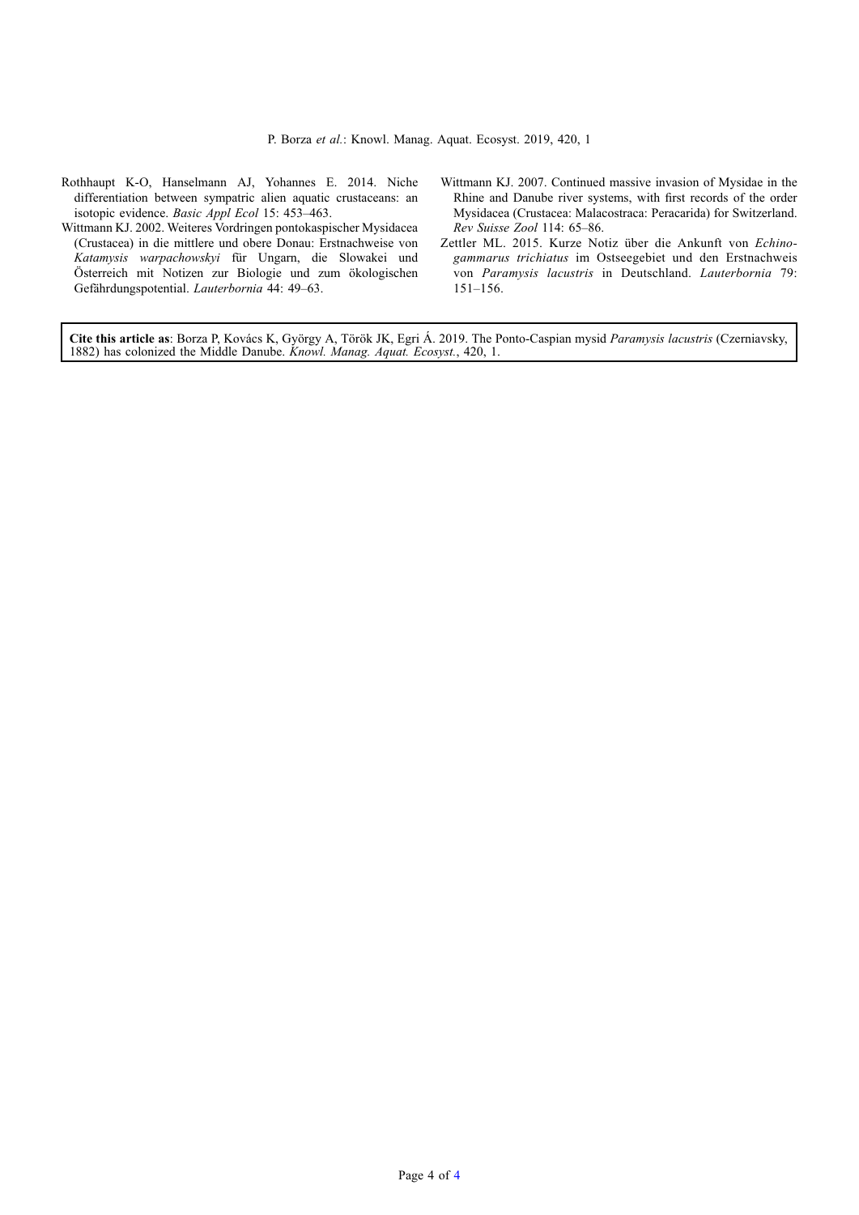Rothhaupt K-O, Hanselmann AJ, Yohannes E. 2014. Niche differentiation between sympatric alien aquatic crustaceans: an isotopic evidence. *Basic Appl Ecol* 15: 453–463.

Wittmann KJ. 2002. Weiteres Vordringen pontokaspischer Mysidacea (Crustacea) in die mittlere und obere Donau: Erstnachweise von *Katamysis warpachowskyi* für Ungarn, die Slowakei und Österreich mit Notizen zur Biologie und zum ökologischen Gefährdungspotential. *Lauterbornia* 44: 49–63.

Wittmann KJ. 2007. Continued massive invasion of Mysidae in the Rhine and Danube river systems, with first records of the order Mysidacea (Crustacea: Malacostraca: Peracarida) for Switzerland. *Rev Suisse Zool* 114: 65–86.

Zettler ML. 2015. Kurze Notiz über die Ankunft von *Echinogammarus trichiatus* im Ostseegebiet und den Erstnachweis von *Paramysis lacustris* in Deutschland. *Lauterbornia* 79: 151–156.

**Cite this article as**: Borza P, Kovács K, György A, Török JK, Egri Á. 2019. The Ponto-Caspian mysid *Paramysis lacustris* (Czerniavsky, 1882) has colonized the Middle Danube. *Knowl. Manag. Aquat. Ecosyst.*, 420, 1.